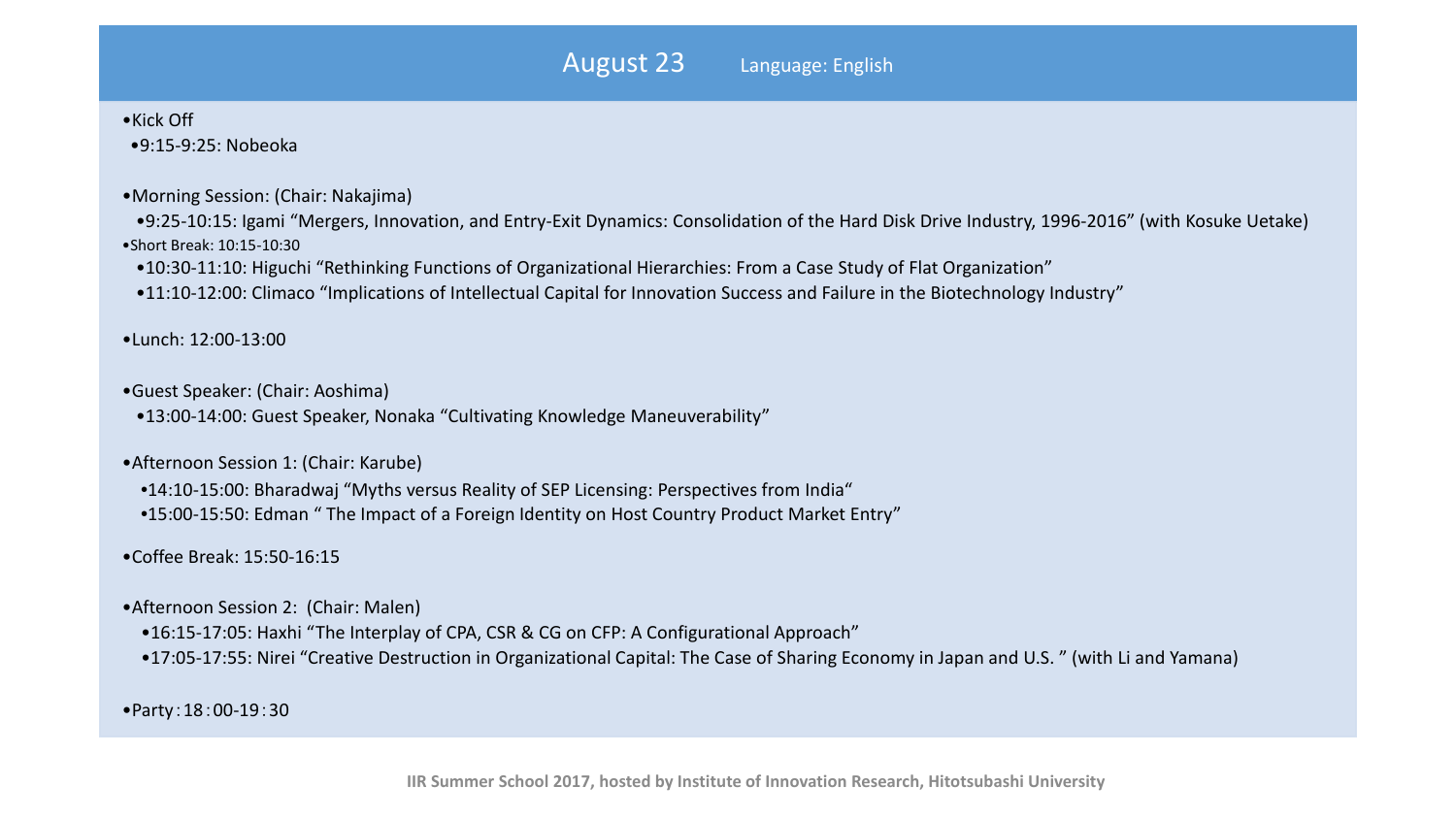## August 23　　Language: English

- Kick Off
  - 9:15-9:25: Nobeoka

- Morning Session: (Chair: Nakajima)
  - 9:25-10:15: Igami “Mergers, Innovation, and Entry-Exit Dynamics: Consolidation of the Hard Disk Drive Industry, 1996-2016” (with Kosuke Uetake)
- Short Break: 10:15-10:30
  - 10:30-11:10: Higuchi “Rethinking Functions of Organizational Hierarchies: From a Case Study of Flat Organization”
  - 11:10-12:00: Climaco “Implications of Intellectual Capital for Innovation Success and Failure in the Biotechnology Industry”

- Lunch: 12:00-13:00

- Guest Speaker: (Chair: Aoshima)
  - 13:00-14:00: Guest Speaker, Nonaka “Cultivating Knowledge Maneuverability”

- Afternoon Session 1: (Chair: Karube)
  - 14:10-15:00: Bharadwaj “Myths versus Reality of SEP Licensing: Perspectives from India“
  - 15:00-15:50: Edman “ The Impact of a Foreign Identity on Host Country Product Market Entry”

- Coffee Break: 15:50-16:15

- Afternoon Session 2: (Chair: Malen)
  - 16:15-17:05: Haxhi “The Interplay of CPA, CSR & CG on CFP: A Configurational Approach”
  - 17:05-17:55: Nirei “Creative Destruction in Organizational Capital: The Case of Sharing Economy in Japan and U.S. ” (with Li and Yamana)

- Party：18：00-19：30

**IIR Summer School 2017, hosted by Institute of Innovation Research, Hitotsubashi University**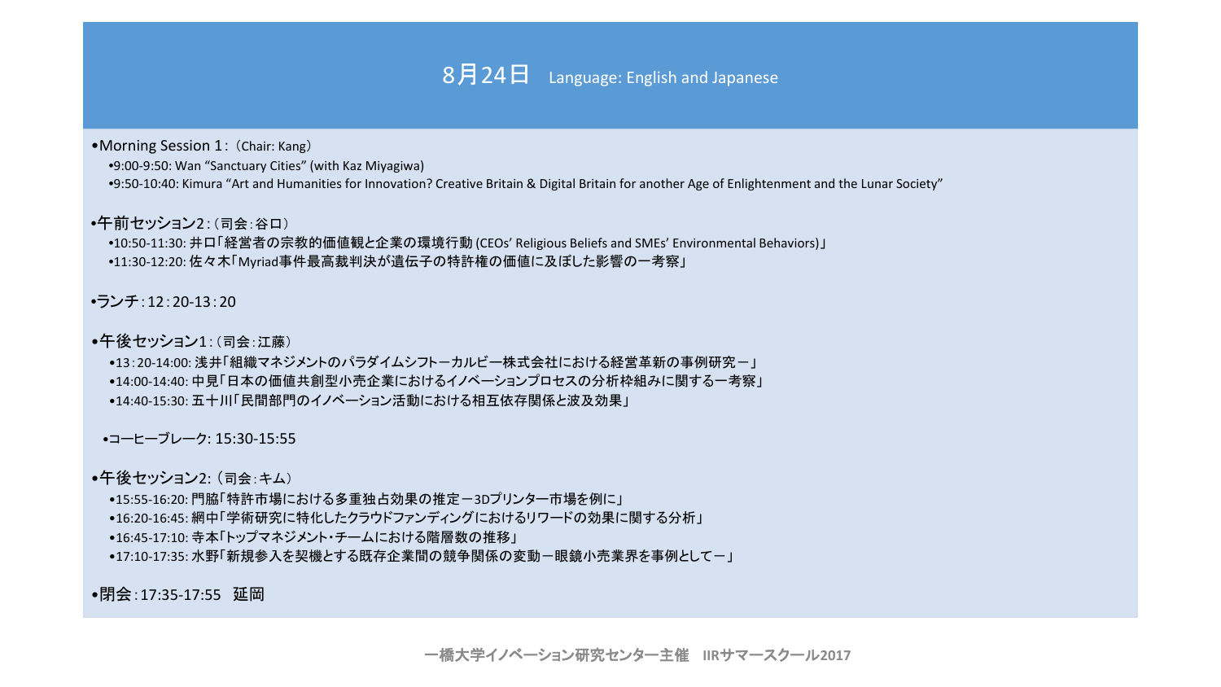# 8月24日　Language: English and Japanese

- Morning Session 1 :（Chair: Kang）
  - 9:00-9:50: Wan “Sanctuary Cities” (with Kaz Miyagiwa)
  - 9:50-10:40: Kimura “Art and Humanities for Innovation? Creative Britain & Digital Britain for another Age of Enlightenment and the Lunar Society”

- 午前セッション2 :（司会 : 谷口）
  - 10:50-11:30: 井口「経営者の宗教的価値観と企業の環境行動 (CEOs’ Religious Beliefs and SMEs’ Environmental Behaviors)」
  - 11:30-12:20: 佐々木「Myriad事件最高裁判決が遺伝子の特許権の価値に及ぼした影響の一考察」

- ランチ : 12 : 20-13 : 20

- 午後セッション1 :（司会 : 江藤）
  - 13 : 20-14:00: 浅井「組織マネジメントのパラダイムシフトーカルビー株式会社における経営革新の事例研究ー」
  - 14:00-14:40: 中見「日本の価値共創型小売企業におけるイノベーションプロセスの分析枠組みに関する一考察」
  - 14:40-15:30: 五十川「民間部門のイノベーション活動における相互依存関係と波及効果」

  - コーヒーブレーク: 15:30-15:55

- 午後セッション2:（司会 : キム）
  - 15:55-16:20: 門脇「特許市場における多重独占効果の推定－3Dプリンター市場を例に」
  - 16:20-16:45: 網中「学術研究に特化したクラウドファンディングにおけるリワードの効果に関する分析」
  - 16:45-17:10: 寺本「トップマネジメント・チームにおける階層数の推移」
  - 17:10-17:35: 水野「新規参入を契機とする既存企業間の競争関係の変動－眼鏡小売業界を事例としてー」

- 閉会 : 17:35-17:55　延岡

一橋大学イノベーション研究センター主催　IIRサマースクール2017